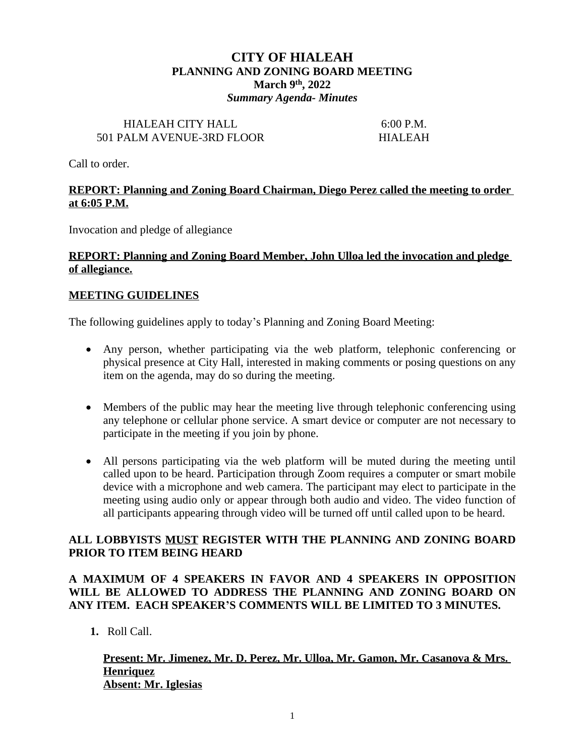# CITY OF HIALEAH
## PLANNING AND ZONING BOARD MEETING
### March 9th, 2022
***Summary Agenda- Minutes***

HIALEAH CITY HALL — 6:00 P.M.
501 PALM AVENUE-3RD FLOOR — HIALEAH

Call to order.

**REPORT: Planning and Zoning Board Chairman, Diego Perez called the meeting to order at 6:05 P.M.**

Invocation and pledge of allegiance

**REPORT: Planning and Zoning Board Member, John Ulloa led the invocation and pledge of allegiance.**

**MEETING GUIDELINES**

The following guidelines apply to today's Planning and Zoning Board Meeting:

- Any person, whether participating via the web platform, telephonic conferencing or physical presence at City Hall, interested in making comments or posing questions on any item on the agenda, may do so during the meeting.
- Members of the public may hear the meeting live through telephonic conferencing using any telephone or cellular phone service. A smart device or computer are not necessary to participate in the meeting if you join by phone.
- All persons participating via the web platform will be muted during the meeting until called upon to be heard. Participation through Zoom requires a computer or smart mobile device with a microphone and web camera. The participant may elect to participate in the meeting using audio only or appear through both audio and video. The video function of all participants appearing through video will be turned off until called upon to be heard.

**ALL LOBBYISTS MUST REGISTER WITH THE PLANNING AND ZONING BOARD PRIOR TO ITEM BEING HEARD**

**A MAXIMUM OF 4 SPEAKERS IN FAVOR AND 4 SPEAKERS IN OPPOSITION WILL BE ALLOWED TO ADDRESS THE PLANNING AND ZONING BOARD ON ANY ITEM. EACH SPEAKER'S COMMENTS WILL BE LIMITED TO 3 MINUTES.**

1. Roll Call.

   **Present: Mr. Jimenez, Mr. D. Perez, Mr. Ulloa, Mr. Gamon, Mr. Casanova & Mrs. Henriquez**
   **Absent: Mr. Iglesias**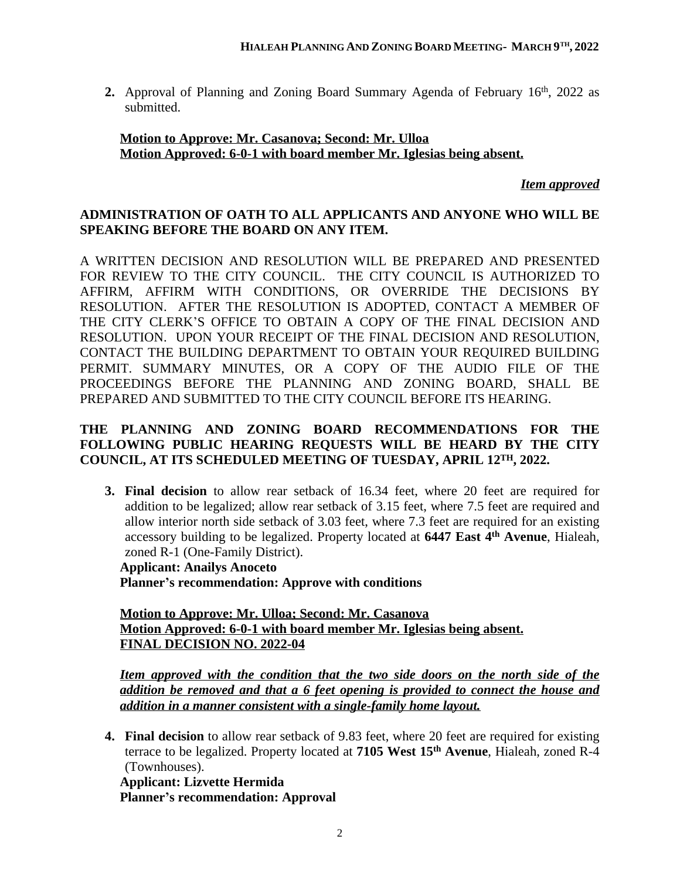2. Approval of Planning and Zoning Board Summary Agenda of February 16th, 2022 as submitted.

**Motion to Approve: Mr. Casanova; Second: Mr. Ulloa**
**Motion Approved: 6-0-1 with board member Mr. Iglesias being absent.**

***Item approved***

**ADMINISTRATION OF OATH TO ALL APPLICANTS AND ANYONE WHO WILL BE SPEAKING BEFORE THE BOARD ON ANY ITEM.**

A WRITTEN DECISION AND RESOLUTION WILL BE PREPARED AND PRESENTED FOR REVIEW TO THE CITY COUNCIL. THE CITY COUNCIL IS AUTHORIZED TO AFFIRM, AFFIRM WITH CONDITIONS, OR OVERRIDE THE DECISIONS BY RESOLUTION. AFTER THE RESOLUTION IS ADOPTED, CONTACT A MEMBER OF THE CITY CLERK'S OFFICE TO OBTAIN A COPY OF THE FINAL DECISION AND RESOLUTION. UPON YOUR RECEIPT OF THE FINAL DECISION AND RESOLUTION, CONTACT THE BUILDING DEPARTMENT TO OBTAIN YOUR REQUIRED BUILDING PERMIT. SUMMARY MINUTES, OR A COPY OF THE AUDIO FILE OF THE PROCEEDINGS BEFORE THE PLANNING AND ZONING BOARD, SHALL BE PREPARED AND SUBMITTED TO THE CITY COUNCIL BEFORE ITS HEARING.

**THE PLANNING AND ZONING BOARD RECOMMENDATIONS FOR THE FOLLOWING PUBLIC HEARING REQUESTS WILL BE HEARD BY THE CITY COUNCIL, AT ITS SCHEDULED MEETING OF TUESDAY, APRIL 12TH, 2022.**

3. **Final decision** to allow rear setback of 16.34 feet, where 20 feet are required for addition to be legalized; allow rear setback of 3.15 feet, where 7.5 feet are required and allow interior north side setback of 3.03 feet, where 7.3 feet are required for an existing accessory building to be legalized. Property located at **6447 East 4th Avenue**, Hialeah, zoned R-1 (One-Family District).
   **Applicant: Anailys Anoceto**
   **Planner's recommendation: Approve with conditions**

   **Motion to Approve: Mr. Ulloa; Second: Mr. Casanova**
   **Motion Approved: 6-0-1 with board member Mr. Iglesias being absent.**
   **FINAL DECISION NO. 2022-04**

   ***Item approved with the condition that the two side doors on the north side of the addition be removed and that a 6 feet opening is provided to connect the house and addition in a manner consistent with a single-family home layout.***

4. **Final decision** to allow rear setback of 9.83 feet, where 20 feet are required for existing terrace to be legalized. Property located at **7105 West 15th Avenue**, Hialeah, zoned R-4 (Townhouses).
   **Applicant: Lizvette Hermida**
   **Planner's recommendation: Approval**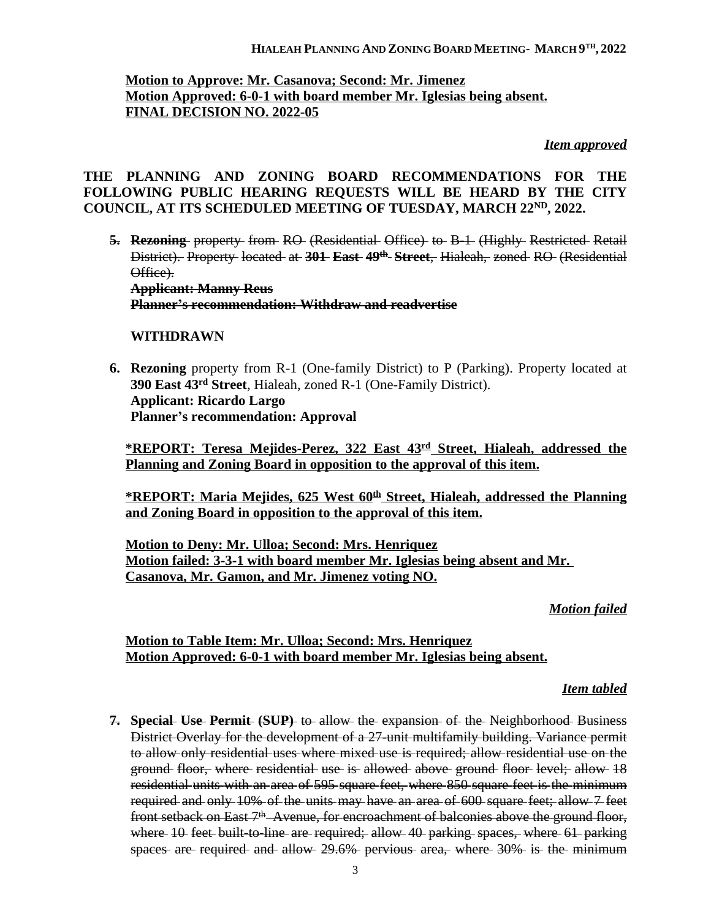**Motion to Approve: Mr. Casanova; Second: Mr. Jimenez**
**Motion Approved: 6-0-1 with board member Mr. Iglesias being absent.**
**FINAL DECISION NO. 2022-05**

***Item approved***

**THE PLANNING AND ZONING BOARD RECOMMENDATIONS FOR THE FOLLOWING PUBLIC HEARING REQUESTS WILL BE HEARD BY THE CITY COUNCIL, AT ITS SCHEDULED MEETING OF TUESDAY, MARCH 22ND, 2022.**

5. ~~**Rezoning** property from RO (Residential Office) to B-1 (Highly Restricted Retail District). Property located at **301 East 49th Street**, Hialeah, zoned RO (Residential Office).~~
   ~~**Applicant: Manny Reus**~~
   ~~**Planner's recommendation: Withdraw and readvertise**~~

   **WITHDRAWN**

6. **Rezoning** property from R-1 (One-family District) to P (Parking). Property located at **390 East 43rd Street**, Hialeah, zoned R-1 (One-Family District).
   **Applicant: Ricardo Largo**
   **Planner's recommendation: Approval**

   **\*REPORT: Teresa Mejides-Perez, 322 East 43rd Street, Hialeah, addressed the Planning and Zoning Board in opposition to the approval of this item.**

   **\*REPORT: Maria Mejides, 625 West 60th Street, Hialeah, addressed the Planning and Zoning Board in opposition to the approval of this item.**

   **Motion to Deny: Mr. Ulloa; Second: Mrs. Henriquez**
   **Motion failed: 3-3-1 with board member Mr. Iglesias being absent and Mr. Casanova, Mr. Gamon, and Mr. Jimenez voting NO.**

   ***Motion failed***

   **Motion to Table Item: Mr. Ulloa; Second: Mrs. Henriquez**
   **Motion Approved: 6-0-1 with board member Mr. Iglesias being absent.**

   ***Item tabled***

7. ~~**Special Use Permit (SUP)** to allow the expansion of the Neighborhood Business District Overlay for the development of a 27-unit multifamily building. Variance permit to allow only residential uses where mixed use is required; allow residential use on the ground floor, where residential use is allowed above ground floor level; allow 18 residential units with an area of 595 square feet, where 850 square feet is the minimum required and only 10% of the units may have an area of 600 square feet; allow 7 feet front setback on East 7th Avenue, for encroachment of balconies above the ground floor, where 10 feet built-to-line are required; allow 40 parking spaces, where 61 parking spaces are required and allow 29.6% pervious area, where 30% is the minimum~~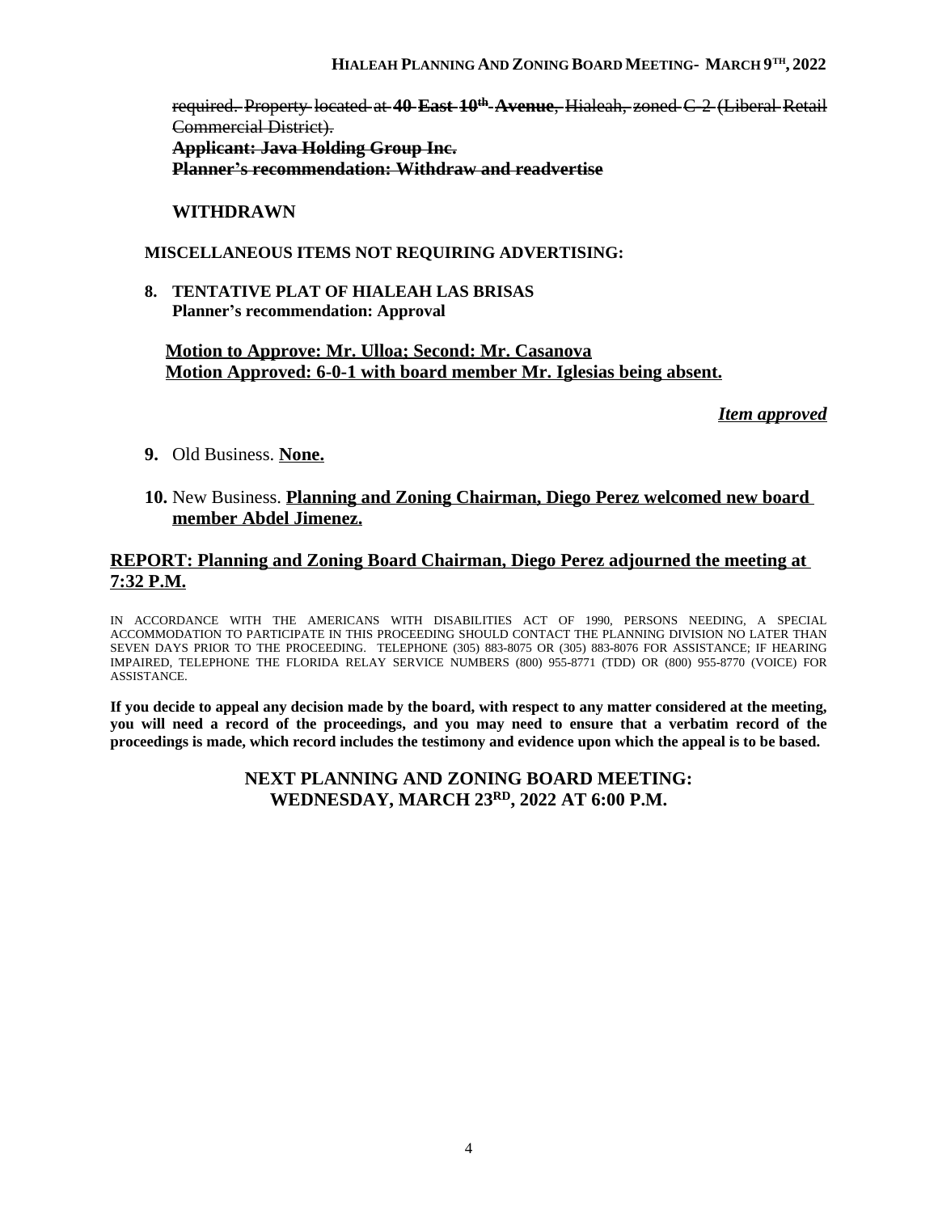~~required. Property located at **40 East 10th Avenue**, Hialeah, zoned C-2 (Liberal Retail Commercial District).~~
~~**Applicant: Java Holding Group Inc.**~~
~~**Planner's recommendation: Withdraw and readvertise**~~

**WITHDRAWN**

**MISCELLANEOUS ITEMS NOT REQUIRING ADVERTISING:**

**8. TENTATIVE PLAT OF HIALEAH LAS BRISAS**
**Planner's recommendation: Approval**

**Motion to Approve: Mr. Ulloa; Second: Mr. Casanova**
**Motion Approved: 6-0-1 with board member Mr. Iglesias being absent.**

***Item approved***

**9.** Old Business. **None.**

**10.** New Business. **Planning and Zoning Chairman, Diego Perez welcomed new board member Abdel Jimenez.**

**REPORT: Planning and Zoning Board Chairman, Diego Perez adjourned the meeting at 7:32 P.M.**

IN ACCORDANCE WITH THE AMERICANS WITH DISABILITIES ACT OF 1990, PERSONS NEEDING, A SPECIAL ACCOMMODATION TO PARTICIPATE IN THIS PROCEEDING SHOULD CONTACT THE PLANNING DIVISION NO LATER THAN SEVEN DAYS PRIOR TO THE PROCEEDING. TELEPHONE (305) 883-8075 OR (305) 883-8076 FOR ASSISTANCE; IF HEARING IMPAIRED, TELEPHONE THE FLORIDA RELAY SERVICE NUMBERS (800) 955-8771 (TDD) OR (800) 955-8770 (VOICE) FOR ASSISTANCE.

**If you decide to appeal any decision made by the board, with respect to any matter considered at the meeting, you will need a record of the proceedings, and you may need to ensure that a verbatim record of the proceedings is made, which record includes the testimony and evidence upon which the appeal is to be based.**

**NEXT PLANNING AND ZONING BOARD MEETING:**
**WEDNESDAY, MARCH 23RD, 2022 AT 6:00 P.M.**